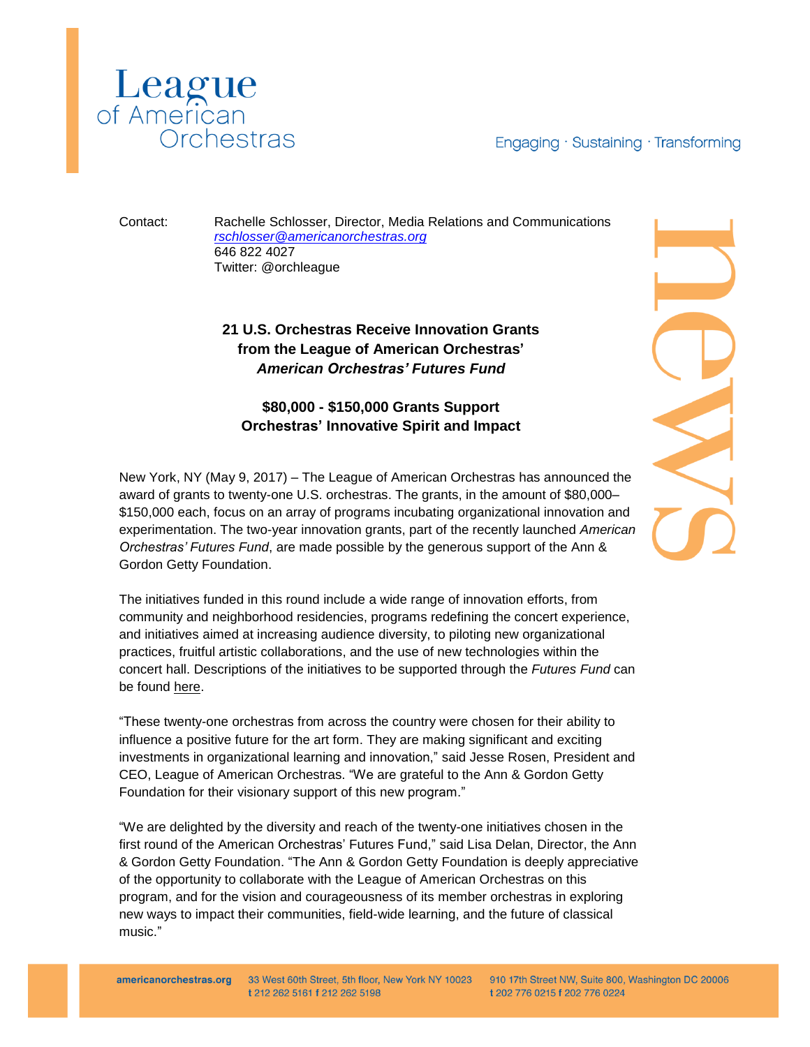League of American Orchestras

Engaging · Sustaining · Transforming

Contact: Rachelle Schlosser, Director, Media Relations and Communications
rschlosser@americanorchestras.org
646 822 4027
Twitter: @orchleague

**21 U.S. Orchestras Receive Innovation Grants from the League of American Orchestras' *American Orchestras' Futures Fund***

**$80,000 - $150,000 Grants Support Orchestras' Innovative Spirit and Impact**

New York, NY (May 9, 2017) – The League of American Orchestras has announced the award of grants to twenty-one U.S. orchestras. The grants, in the amount of $80,000–$150,000 each, focus on an array of programs incubating organizational innovation and experimentation. The two-year innovation grants, part of the recently launched *American Orchestras' Futures Fund*, are made possible by the generous support of the Ann & Gordon Getty Foundation.

The initiatives funded in this round include a wide range of innovation efforts, from community and neighborhood residencies, programs redefining the concert experience, and initiatives aimed at increasing audience diversity, to piloting new organizational practices, fruitful artistic collaborations, and the use of new technologies within the concert hall. Descriptions of the initiatives to be supported through the *Futures Fund* can be found here.

"These twenty-one orchestras from across the country were chosen for their ability to influence a positive future for the art form. They are making significant and exciting investments in organizational learning and innovation," said Jesse Rosen, President and CEO, League of American Orchestras. "We are grateful to the Ann & Gordon Getty Foundation for their visionary support of this new program."

"We are delighted by the diversity and reach of the twenty-one initiatives chosen in the first round of the American Orchestras' Futures Fund," said Lisa Delan, Director, the Ann & Gordon Getty Foundation. "The Ann & Gordon Getty Foundation is deeply appreciative of the opportunity to collaborate with the League of American Orchestras on this program, and for the vision and courageousness of its member orchestras in exploring new ways to impact their communities, field-wide learning, and the future of classical music."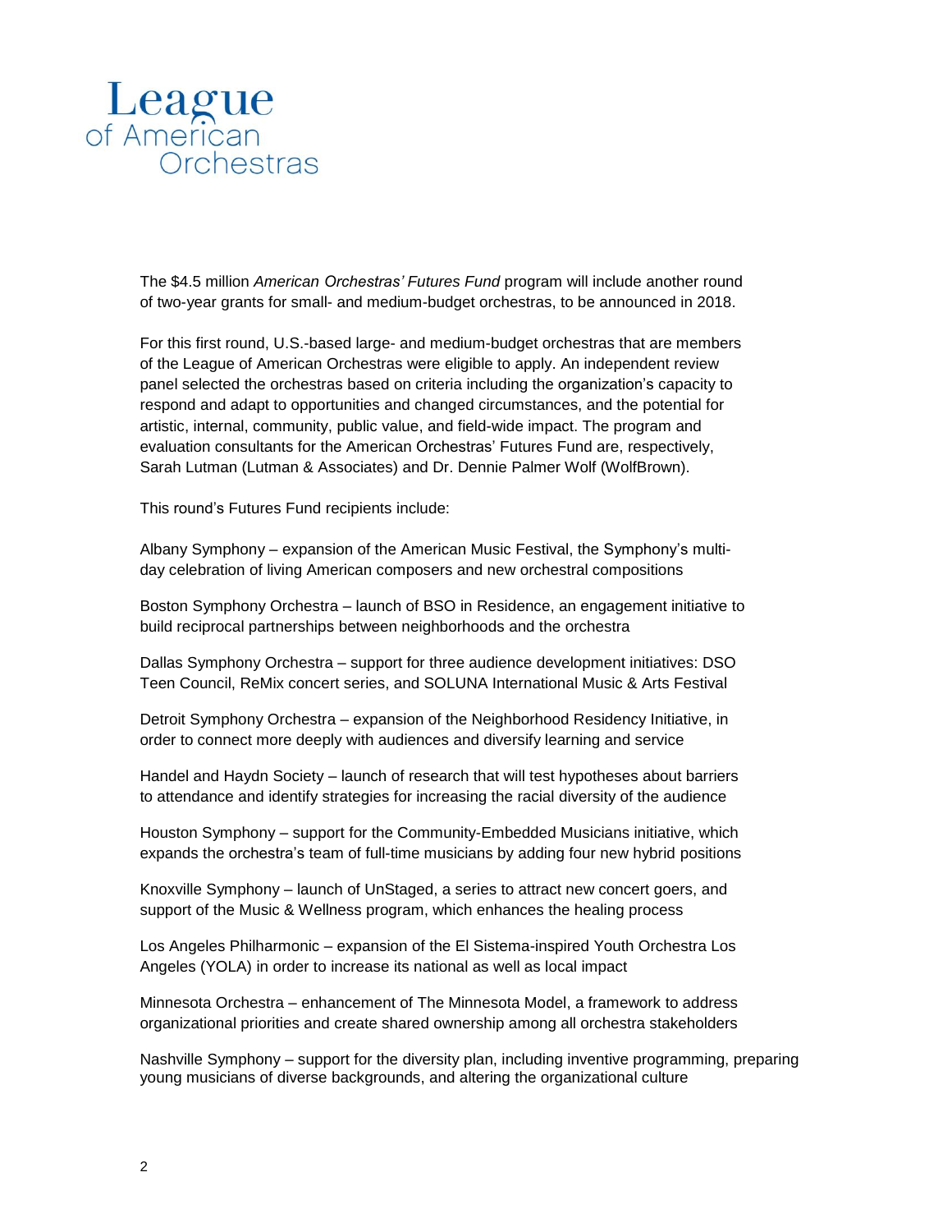The $4.5 million *American Orchestras' Futures Fund* program will include another round of two-year grants for small- and medium-budget orchestras, to be announced in 2018.

For this first round, U.S.-based large- and medium-budget orchestras that are members of the League of American Orchestras were eligible to apply. An independent review panel selected the orchestras based on criteria including the organization's capacity to respond and adapt to opportunities and changed circumstances, and the potential for artistic, internal, community, public value, and field-wide impact. The program and evaluation consultants for the American Orchestras' Futures Fund are, respectively, Sarah Lutman (Lutman & Associates) and Dr. Dennie Palmer Wolf (WolfBrown).

This round's Futures Fund recipients include:

Albany Symphony – expansion of the American Music Festival, the Symphony's multi-day celebration of living American composers and new orchestral compositions

Boston Symphony Orchestra – launch of BSO in Residence, an engagement initiative to build reciprocal partnerships between neighborhoods and the orchestra

Dallas Symphony Orchestra – support for three audience development initiatives: DSO Teen Council, ReMix concert series, and SOLUNA International Music & Arts Festival

Detroit Symphony Orchestra – expansion of the Neighborhood Residency Initiative, in order to connect more deeply with audiences and diversify learning and service

Handel and Haydn Society – launch of research that will test hypotheses about barriers to attendance and identify strategies for increasing the racial diversity of the audience

Houston Symphony – support for the Community-Embedded Musicians initiative, which expands the orchestra's team of full-time musicians by adding four new hybrid positions

Knoxville Symphony – launch of UnStaged, a series to attract new concert goers, and support of the Music & Wellness program, which enhances the healing process

Los Angeles Philharmonic – expansion of the El Sistema-inspired Youth Orchestra Los Angeles (YOLA) in order to increase its national as well as local impact

Minnesota Orchestra – enhancement of The Minnesota Model, a framework to address organizational priorities and create shared ownership among all orchestra stakeholders

Nashville Symphony – support for the diversity plan, including inventive programming, preparing young musicians of diverse backgrounds, and altering the organizational culture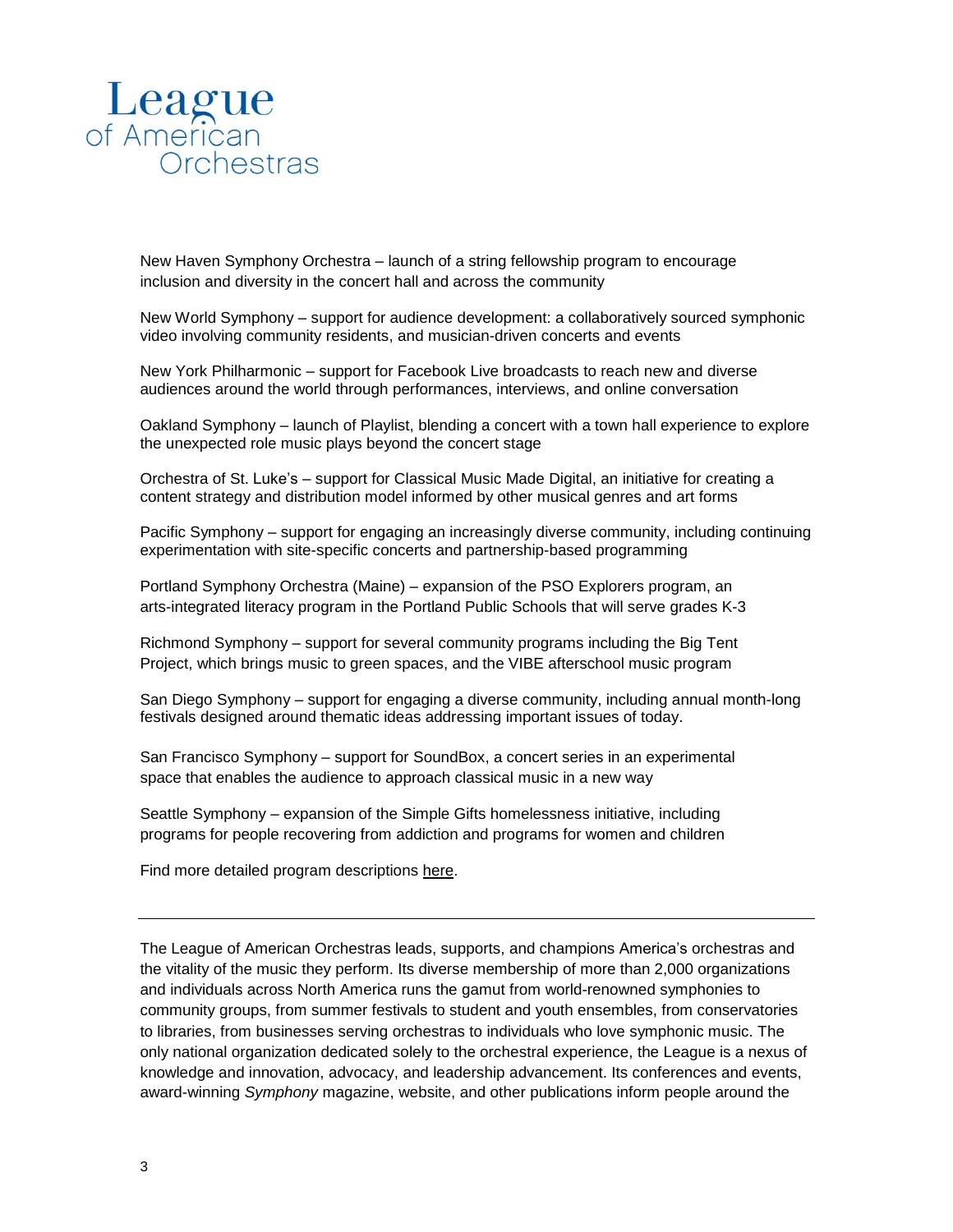New Haven Symphony Orchestra – launch of a string fellowship program to encourage inclusion and diversity in the concert hall and across the community

New World Symphony – support for audience development: a collaboratively sourced symphonic video involving community residents, and musician-driven concerts and events

New York Philharmonic – support for Facebook Live broadcasts to reach new and diverse audiences around the world through performances, interviews, and online conversation

Oakland Symphony – launch of Playlist, blending a concert with a town hall experience to explore the unexpected role music plays beyond the concert stage

Orchestra of St. Luke's – support for Classical Music Made Digital, an initiative for creating a content strategy and distribution model informed by other musical genres and art forms

Pacific Symphony – support for engaging an increasingly diverse community, including continuing experimentation with site-specific concerts and partnership-based programming

Portland Symphony Orchestra (Maine) – expansion of the PSO Explorers program, an arts-integrated literacy program in the Portland Public Schools that will serve grades K-3

Richmond Symphony – support for several community programs including the Big Tent Project, which brings music to green spaces, and the VIBE afterschool music program

San Diego Symphony – support for engaging a diverse community, including annual month-long festivals designed around thematic ideas addressing important issues of today.

San Francisco Symphony – support for SoundBox, a concert series in an experimental space that enables the audience to approach classical music in a new way

Seattle Symphony – expansion of the Simple Gifts homelessness initiative, including programs for people recovering from addiction and programs for women and children

Find more detailed program descriptions here.

---

The League of American Orchestras leads, supports, and champions America's orchestras and the vitality of the music they perform. Its diverse membership of more than 2,000 organizations and individuals across North America runs the gamut from world-renowned symphonies to community groups, from summer festivals to student and youth ensembles, from conservatories to libraries, from businesses serving orchestras to individuals who love symphonic music. The only national organization dedicated solely to the orchestral experience, the League is a nexus of knowledge and innovation, advocacy, and leadership advancement. Its conferences and events, award-winning *Symphony* magazine, website, and other publications inform people around the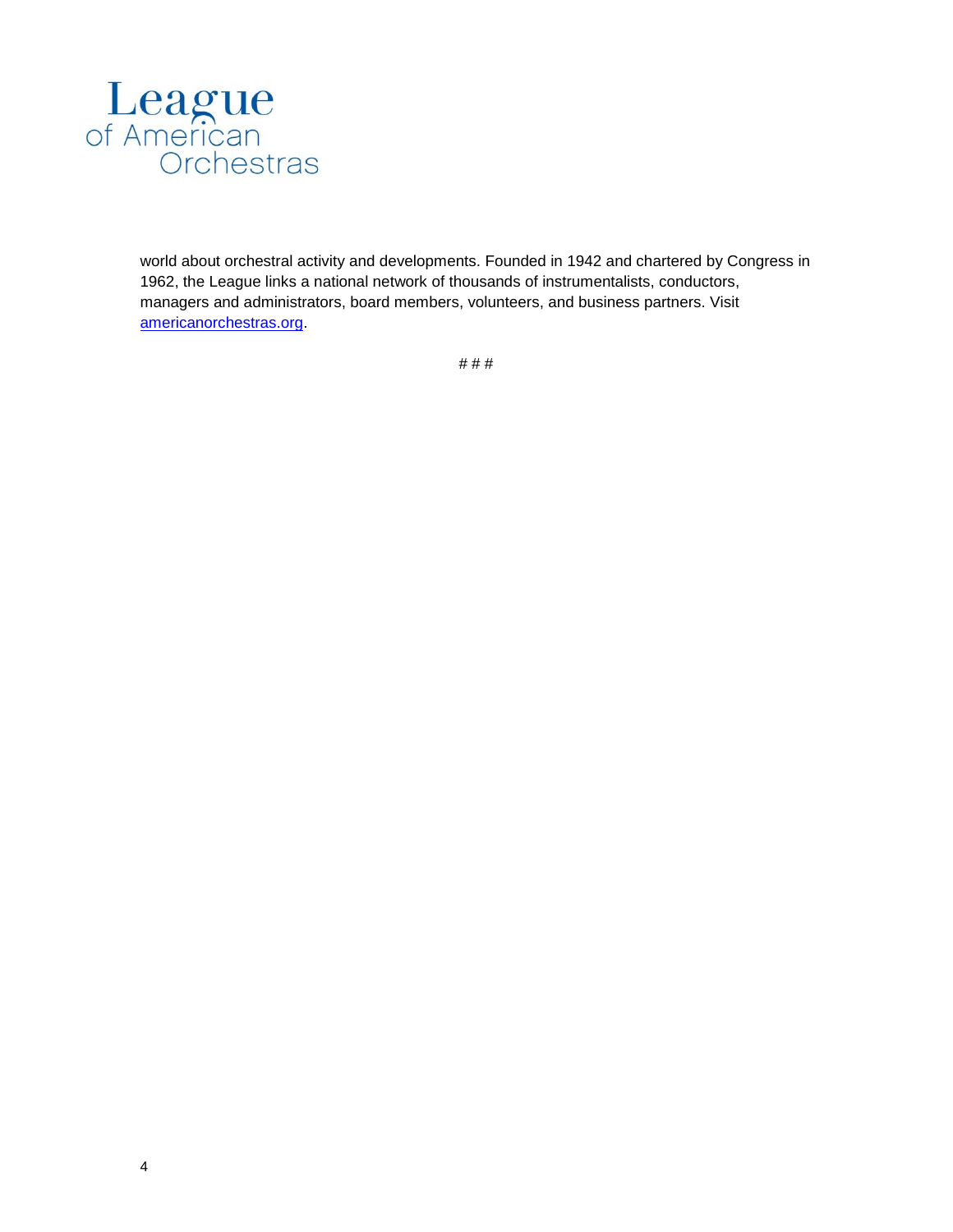League of American Orchestras

world about orchestral activity and developments. Founded in 1942 and chartered by Congress in 1962, the League links a national network of thousands of instrumentalists, conductors, managers and administrators, board members, volunteers, and business partners. Visit americanorchestras.org.

# # #